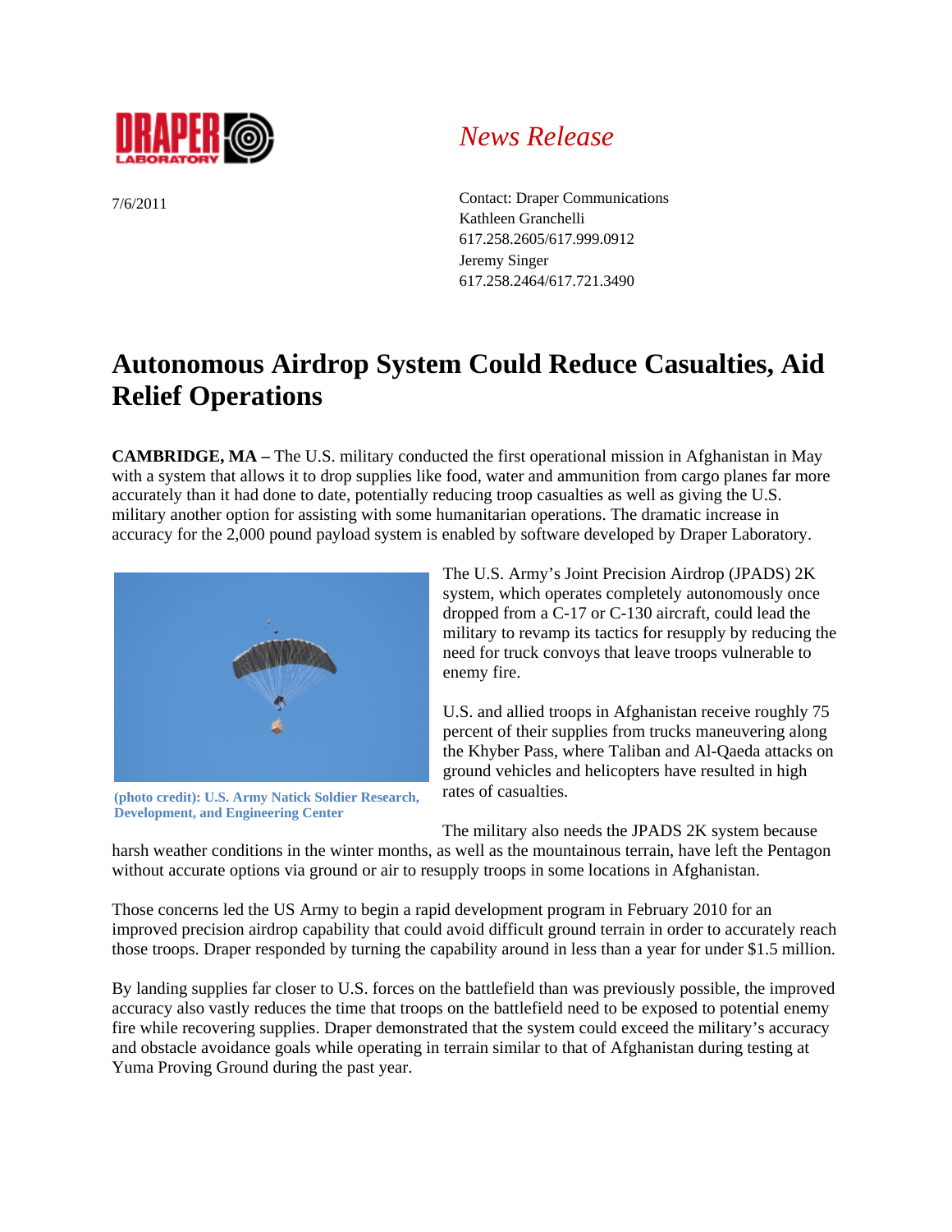DRAPER LABORATORY

*News Release*

7/6/2011

Contact: Draper Communications
Kathleen Granchelli
617.258.2605/617.999.0912
Jeremy Singer
617.258.2464/617.721.3490

# Autonomous Airdrop System Could Reduce Casualties, Aid Relief Operations

**CAMBRIDGE, MA –** The U.S. military conducted the first operational mission in Afghanistan in May with a system that allows it to drop supplies like food, water and ammunition from cargo planes far more accurately than it had done to date, potentially reducing troop casualties as well as giving the U.S. military another option for assisting with some humanitarian operations. The dramatic increase in accuracy for the 2,000 pound payload system is enabled by software developed by Draper Laboratory.

(photo credit): U.S. Army Natick Soldier Research, Development, and Engineering Center

The U.S. Army's Joint Precision Airdrop (JPADS) 2K system, which operates completely autonomously once dropped from a C-17 or C-130 aircraft, could lead the military to revamp its tactics for resupply by reducing the need for truck convoys that leave troops vulnerable to enemy fire.

U.S. and allied troops in Afghanistan receive roughly 75 percent of their supplies from trucks maneuvering along the Khyber Pass, where Taliban and Al-Qaeda attacks on ground vehicles and helicopters have resulted in high rates of casualties.

The military also needs the JPADS 2K system because harsh weather conditions in the winter months, as well as the mountainous terrain, have left the Pentagon without accurate options via ground or air to resupply troops in some locations in Afghanistan.

Those concerns led the US Army to begin a rapid development program in February 2010 for an improved precision airdrop capability that could avoid difficult ground terrain in order to accurately reach those troops. Draper responded by turning the capability around in less than a year for under $1.5 million.

By landing supplies far closer to U.S. forces on the battlefield than was previously possible, the improved accuracy also vastly reduces the time that troops on the battlefield need to be exposed to potential enemy fire while recovering supplies. Draper demonstrated that the system could exceed the military's accuracy and obstacle avoidance goals while operating in terrain similar to that of Afghanistan during testing at Yuma Proving Ground during the past year.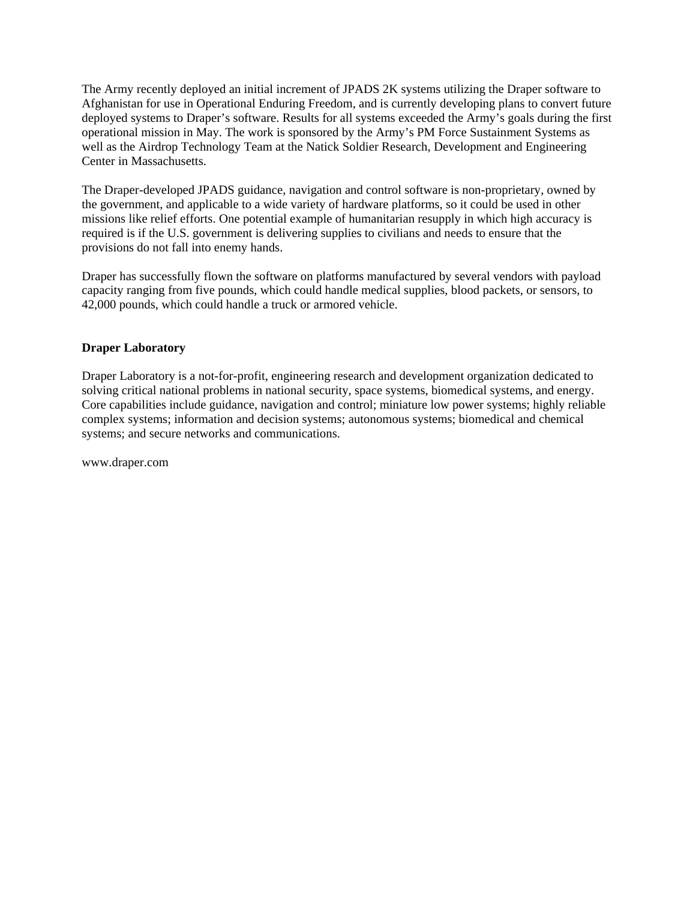The Army recently deployed an initial increment of JPADS 2K systems utilizing the Draper software to Afghanistan for use in Operational Enduring Freedom, and is currently developing plans to convert future deployed systems to Draper's software. Results for all systems exceeded the Army's goals during the first operational mission in May. The work is sponsored by the Army's PM Force Sustainment Systems as well as the Airdrop Technology Team at the Natick Soldier Research, Development and Engineering Center in Massachusetts.

The Draper-developed JPADS guidance, navigation and control software is non-proprietary, owned by the government, and applicable to a wide variety of hardware platforms, so it could be used in other missions like relief efforts. One potential example of humanitarian resupply in which high accuracy is required is if the U.S. government is delivering supplies to civilians and needs to ensure that the provisions do not fall into enemy hands.

Draper has successfully flown the software on platforms manufactured by several vendors with payload capacity ranging from five pounds, which could handle medical supplies, blood packets, or sensors, to 42,000 pounds, which could handle a truck or armored vehicle.

**Draper Laboratory**

Draper Laboratory is a not-for-profit, engineering research and development organization dedicated to solving critical national problems in national security, space systems, biomedical systems, and energy. Core capabilities include guidance, navigation and control; miniature low power systems; highly reliable complex systems; information and decision systems; autonomous systems; biomedical and chemical systems; and secure networks and communications.

www.draper.com